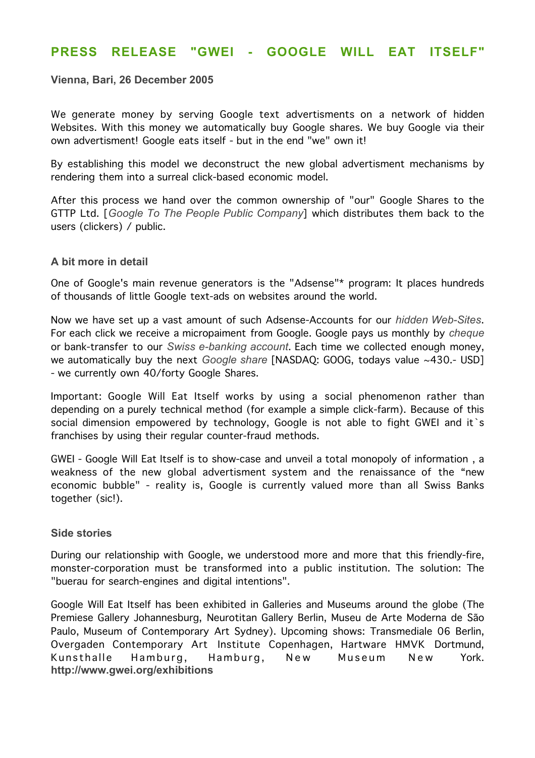# PRESS RELEASE "GWEI - GOOGLE WILL EAT ITSELF"

**Vienna, Bari, 26 December 2005**

We generate money by serving Google text advertisments on a network of hidden Websites. With this money we automatically buy Google shares. We buy Google via their own advertisment! Google eats itself - but in the end "we" own it!

By establishing this model we deconstruct the new global advertisment mechanisms by rendering them into a surreal click-based economic model.

After this process we hand over the common ownership of "our" Google Shares to the GTTP Ltd. [*Google To The People Public Company*] which distributes them back to the users (clickers) / public.

### A bit more in detail

One of Google's main revenue generators is the "Adsense"* program: It places hundreds of thousands of little Google text-ads on websites around the world.

Now we have set up a vast amount of such Adsense-Accounts for our *hidden Web-Sites*. For each click we receive a micropaiment from Google. Google pays us monthly by *cheque* or bank-transfer to our *Swiss e-banking account*. Each time we collected enough money, we automatically buy the next *Google share* [NASDAQ: GOOG, todays value ~430.- USD] - we currently own 40/forty Google Shares.

Important: Google Will Eat Itself works by using a social phenomenon rather than depending on a purely technical method (for example a simple click-farm). Because of this social dimension empowered by technology, Google is not able to fight GWEI and it`s franchises by using their regular counter-fraud methods.

GWEI - Google Will Eat Itself is to show-case and unveil a total monopoly of information , a weakness of the new global advertisment system and the renaissance of the “new economic bubble" - reality is, Google is currently valued more than all Swiss Banks together (sic!).

### Side stories

During our relationship with Google, we understood more and more that this friendly-fire, monster-corporation must be transformed into a public institution. The solution: The "buerau for search-engines and digital intentions".

Google Will Eat Itself has been exhibited in Galleries and Museums around the globe (The Premiese Gallery Johannesburg, Neurotitan Gallery Berlin, Museu de Arte Moderna de São Paulo, Museum of Contemporary Art Sydney). Upcoming shows: Transmediale 06 Berlin, Overgaden Contemporary Art Institute Copenhagen, Hartware HMVK Dortmund, Kunsthalle Hamburg, Hamburg, New Museum New York. **http://www.gwei.org/exhibitions**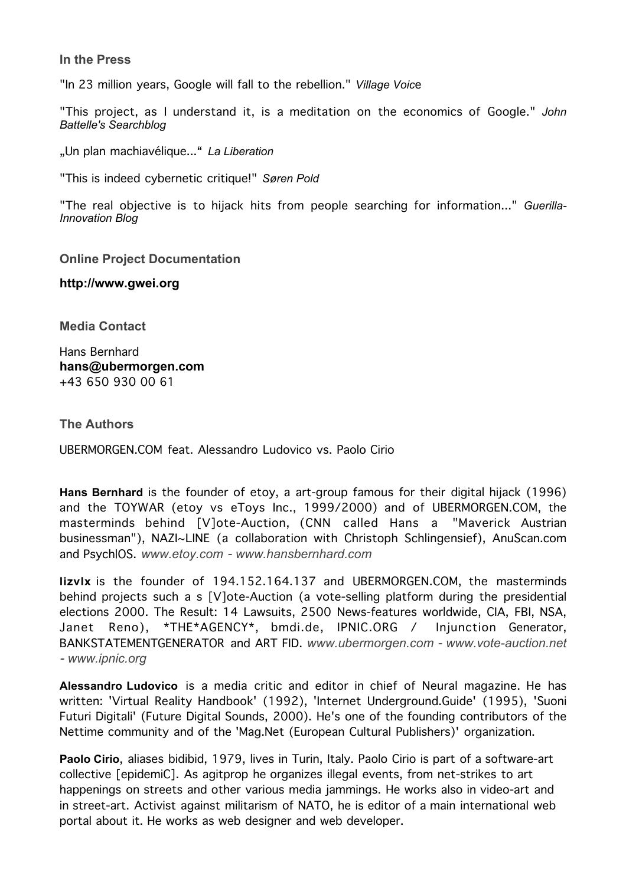## In the Press

"In 23 million years, Google will fall to the rebellion." *Village Voice*

"This project, as I understand it, is a meditation on the economics of Google." *John Battelle's Searchblog*

„Un plan machiavélique..." *La Liberation*

"This is indeed cybernetic critique!" *Søren Pold*

"The real objective is to hijack hits from people searching for information..." *Guerilla-Innovation Blog*

## Online Project Documentation

**http://www.gwei.org**

## Media Contact

Hans Bernhard
**hans@ubermorgen.com**
+43 650 930 00 61

## The Authors

UBERMORGEN.COM feat. Alessandro Ludovico vs. Paolo Cirio

**Hans Bernhard** is the founder of etoy, a art-group famous for their digital hijack (1996) and the TOYWAR (etoy vs eToys Inc., 1999/2000) and of UBERMORGEN.COM, the masterminds behind [V]ote-Auction, (CNN called Hans a "Maverick Austrian businessman"), NAZI~LINE (a collaboration with Christoph Schlingensief), AnuScan.com and PsychIOS. *www.etoy.com - www.hansbernhard.com*

**lizvlx** is the founder of 194.152.164.137 and UBERMORGEN.COM, the masterminds behind projects such a s [V]ote-Auction (a vote-selling platform during the presidential elections 2000. The Result: 14 Lawsuits, 2500 News-features worldwide, CIA, FBI, NSA, Janet Reno), *THE*AGENCY*, bmdi.de, IPNIC.ORG / Injunction Generator, BANKSTATEMENTGENERATOR and ART FID. *www.ubermorgen.com - www.vote-auction.net - www.ipnic.org*

**Alessandro Ludovico** is a media critic and editor in chief of Neural magazine. He has written: 'Virtual Reality Handbook' (1992), 'Internet Underground.Guide' (1995), 'Suoni Futuri Digitali' (Future Digital Sounds, 2000). He's one of the founding contributors of the Nettime community and of the 'Mag.Net (European Cultural Publishers)' organization.

**Paolo Cirio**, aliases bidibid, 1979, lives in Turin, Italy. Paolo Cirio is part of a software-art collective [epidemiC]. As agitprop he organizes illegal events, from net-strikes to art happenings on streets and other various media jammings. He works also in video-art and in street-art. Activist against militarism of NATO, he is editor of a main international web portal about it. He works as web designer and web developer.